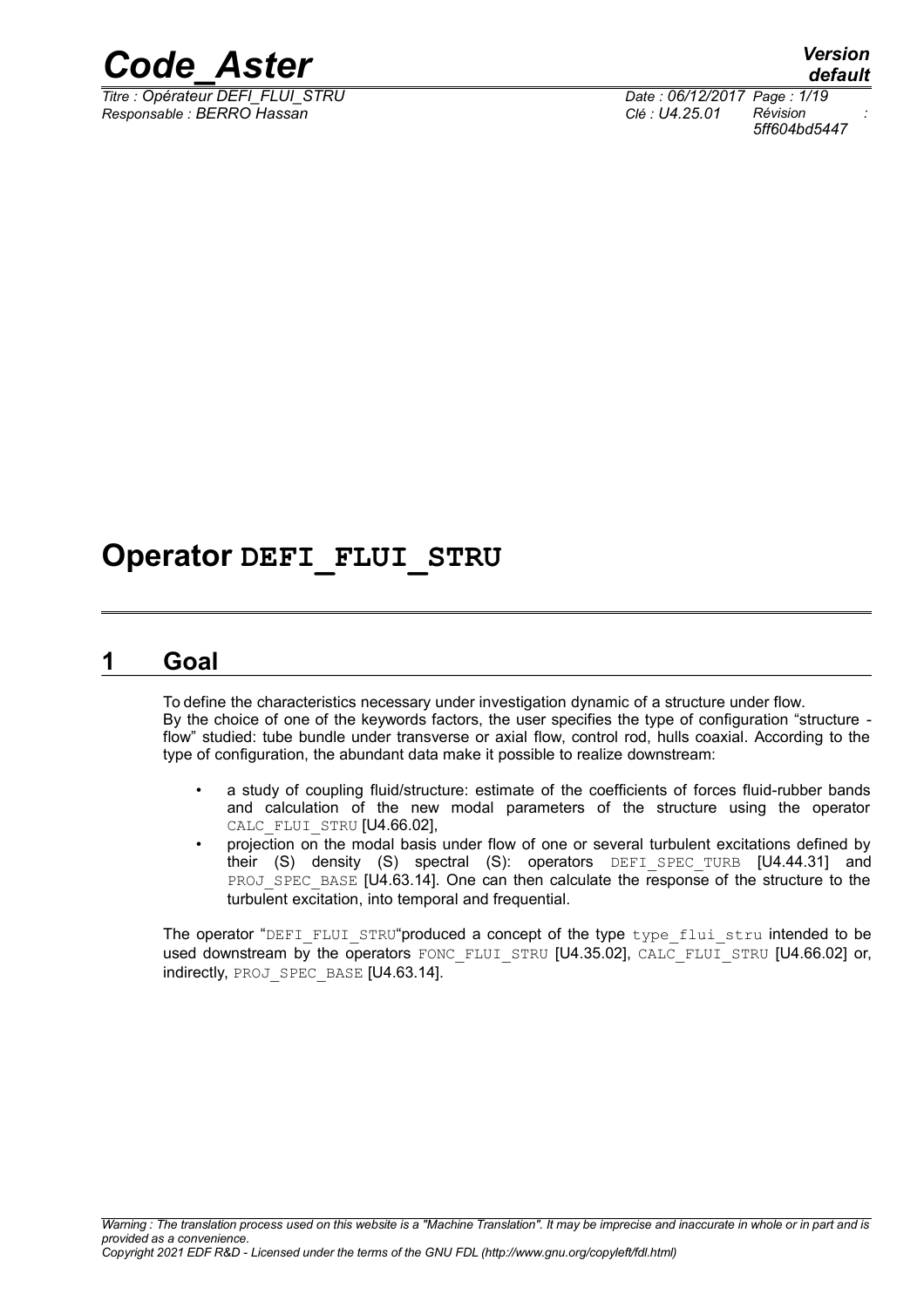# Operator DEFI_FLUI_STRU

## 1 Goal

To define the characteristics necessary under investigation dynamic of a structure under flow.
By the choice of one of the keywords factors, the user specifies the type of configuration "structure - flow" studied: tube bundle under transverse or axial flow, control rod, hulls coaxial. According to the type of configuration, the abundant data make it possible to realize downstream:

- a study of coupling fluid/structure: estimate of the coefficients of forces fluid-rubber bands and calculation of the new modal parameters of the structure using the operator CALC_FLUI_STRU [U4.66.02],
- projection on the modal basis under flow of one or several turbulent excitations defined by their (S) density (S) spectral (S): operators DEFI_SPEC_TURB [U4.44.31] and PROJ_SPEC_BASE [U4.63.14]. One can then calculate the response of the structure to the turbulent excitation, into temporal and frequential.

The operator "DEFI_FLUI_STRU"produced a concept of the type type_flui_stru intended to be used downstream by the operators FONC_FLUI_STRU [U4.35.02], CALC_FLUI_STRU [U4.66.02] or, indirectly, PROJ_SPEC_BASE [U4.63.14].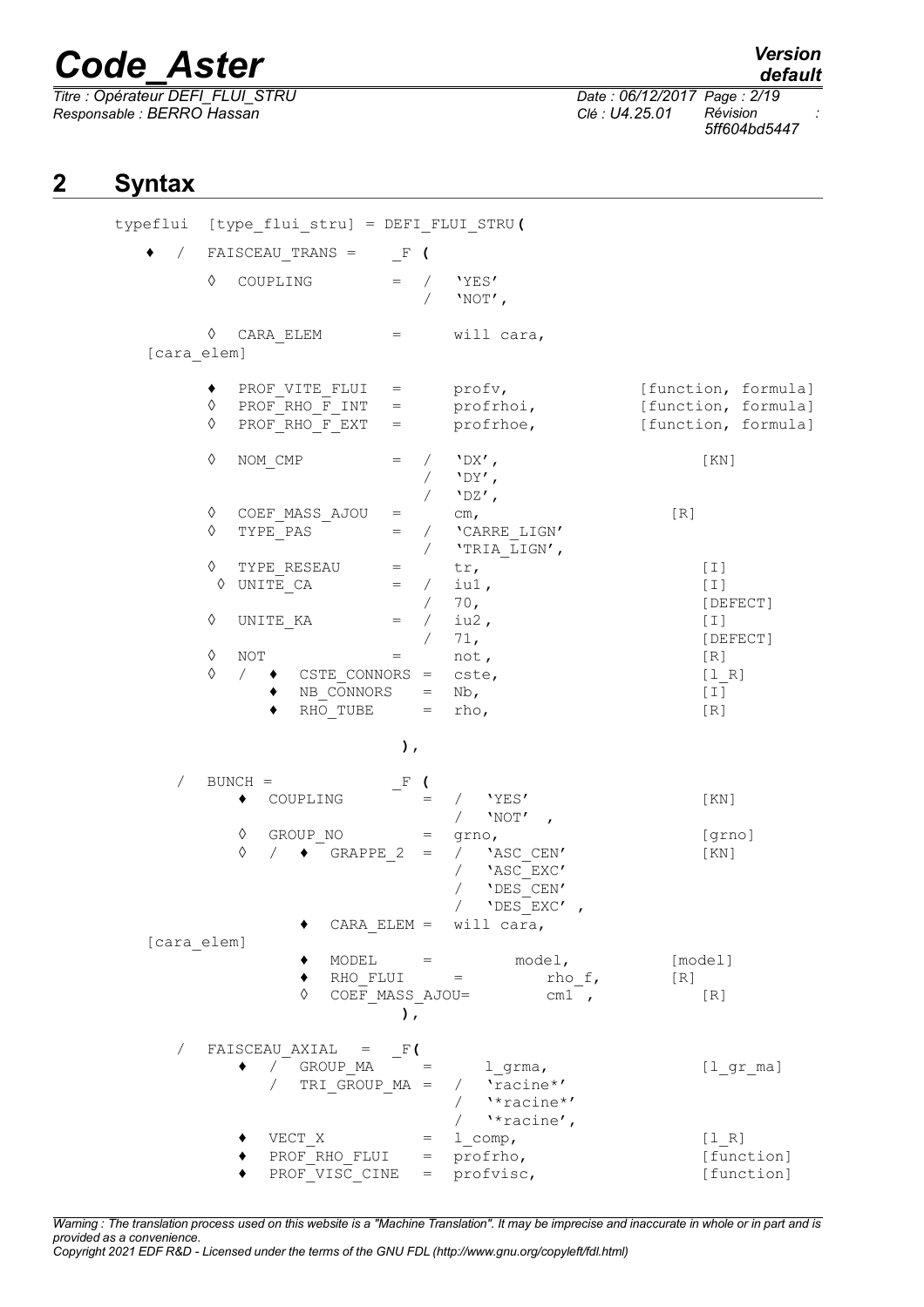## 2 Syntax

```
typeflui  [type_flui_stru] = DEFI_FLUI_STRU(

  ♦  /  FAISCEAU_TRANS =      _F (

        ◊  COUPLING          =  /   'YES'
                                /   'NOT',

        ◊  CARA_ELEM         =      will cara,
  [cara_elem]

        ♦  PROF_VITE_FLUI    =      profv,                 [function, formula]
        ◊  PROF_RHO_F_INT    =      profrhoi,              [function, formula]
        ◊  PROF_RHO_F_EXT    =      profrhoe,              [function, formula]

        ◊  NOM_CMP           =  /   'DX',                       [KN]
                                /   'DY',
                                /   'DZ',
        ◊  COEF_MASS_AJOU    =      cm,                    [R]
        ◊  TYPE_PAS          =  /   'CARRE_LIGN'
                                /   'TRIA_LIGN',
        ◊  TYPE_RESEAU       =      tr,                         [I]
        ◊  UNITE_CA          =  /   iu1,                        [I]
                                /   70,                         [DEFECT]
        ◊  UNITE_KA          =  /   iu2,                        [I]
                                /   71,                         [DEFECT]
        ◊  NOT               =      not,                        [R]
        ◊  /  ♦  CSTE_CONNORS =     cste,                       [l_R]
              ♦  NB_CONNORS   =     Nb,                         [I]
              ♦  RHO_TUBE     =     rho,                        [R]

                             ),

     /  BUNCH =              _F (
           ♦  COUPLING           =  /   'YES'                   [KN]
                                    /   'NOT' ,
           ◊  GROUP_NO           =  grno,                       [grno]
           ◊  /  ♦  GRAPPE_2     =  /   'ASC_CEN'               [KN]
                                    /   'ASC_EXC'
                                    /   'DES_CEN'
                                    /   'DES_EXC' ,
                 ♦  CARA_ELEM =  will cara,
  [cara_elem]
                 ♦  MODEL         =         model,          [model]
                 ♦  RHO_FLUI        =           rho_f,      [R]
                 ◊  COEF_MASS_AJOU=           cm1 ,             [R]
                             ),

     /  FAISCEAU_AXIAL  =   _F(
           ♦  /  GROUP_MA       =       l_grma,                 [l_gr_ma]
              /  TRI_GROUP_MA =  /   'racine*'
                                 /   '*racine*'
                                 /   '*racine',
           ♦  VECT_X            =  l_comp,                      [l_R]
           ♦  PROF_RHO_FLUI     =  profrho,                     [function]
           ♦  PROF_VISC_CINE    =  profvisc,                    [function]
```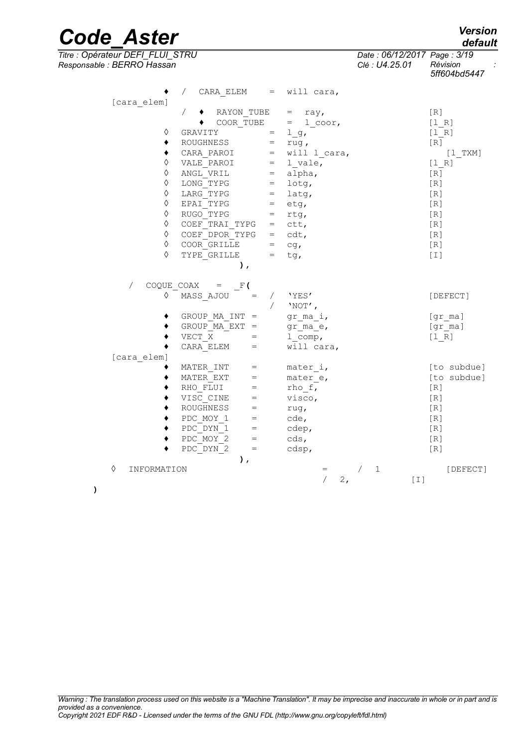```
            ♦   /  CARA_ELEM    =  will cara,
   [cara_elem]
                /  ♦  RAYON_TUBE   =  ray,                    [R]
                   ♦  COOR_TUBE    =  l_coor,                 [l_R]
            ◊   GRAVITY          =  l_g,                      [l_R]
            ♦   ROUGHNESS        =  rug,                      [R]
            ♦   CARA_PAROI       =  will l_cara,                [l_TXM]
            ◊   VALE_PAROI       =  l_vale,                   [l_R]
            ◊   ANGL_VRIL        =  alpha,                    [R]
            ◊   LONG_TYPG        =  lotg,                     [R]
            ◊   LARG_TYPG        =  latg,                     [R]
            ◊   EPAI_TYPG        =  etg,                      [R]
            ◊   RUGO_TYPG        =  rtg,                      [R]
            ◊   COEF_TRAI_TYPG   =  ctt,                      [R]
            ◊   COEF_DPOR_TYPG   =  cdt,                      [R]
            ◊   COOR_GRILLE      =  cg,                       [R]
            ◊   TYPE_GRILLE      =  tg,                       [I]
                          ),

      /  COQUE_COAX   =  _F(
            ◊   MASS_AJOU      =  /  'YES'                    [DEFECT]
                                  /  'NOT',
            ♦   GROUP_MA_INT =     gr_ma_i,                   [gr_ma]
            ♦   GROUP_MA_EXT =     gr_ma_e,                   [gr_ma]
            ♦   VECT_X         =   l_comp,                    [l_R]
            ♦   CARA_ELEM      =   will cara,
   [cara_elem]
            ♦   MATER_INT      =   mater_i,                   [to subdue]
            ♦   MATER_EXT      =   mater_e,                   [to subdue]
            ♦   RHO_FLUI       =   rho_f,                     [R]
            ♦   VISC_CINE      =   visco,                     [R]
            ♦   ROUGHNESS      =   rug,                       [R]
            ♦   PDC_MOY_1      =   cde,                       [R]
            ♦   PDC_DYN_1      =   cdep,                      [R]
            ♦   PDC_MOY_2      =   cds,                       [R]
            ♦   PDC_DYN_2      =   cdsp,                      [R]
                          ),
      ◊   INFORMATION                    =     /  1             [DEFECT]
                                         /  2,            [I]
)
```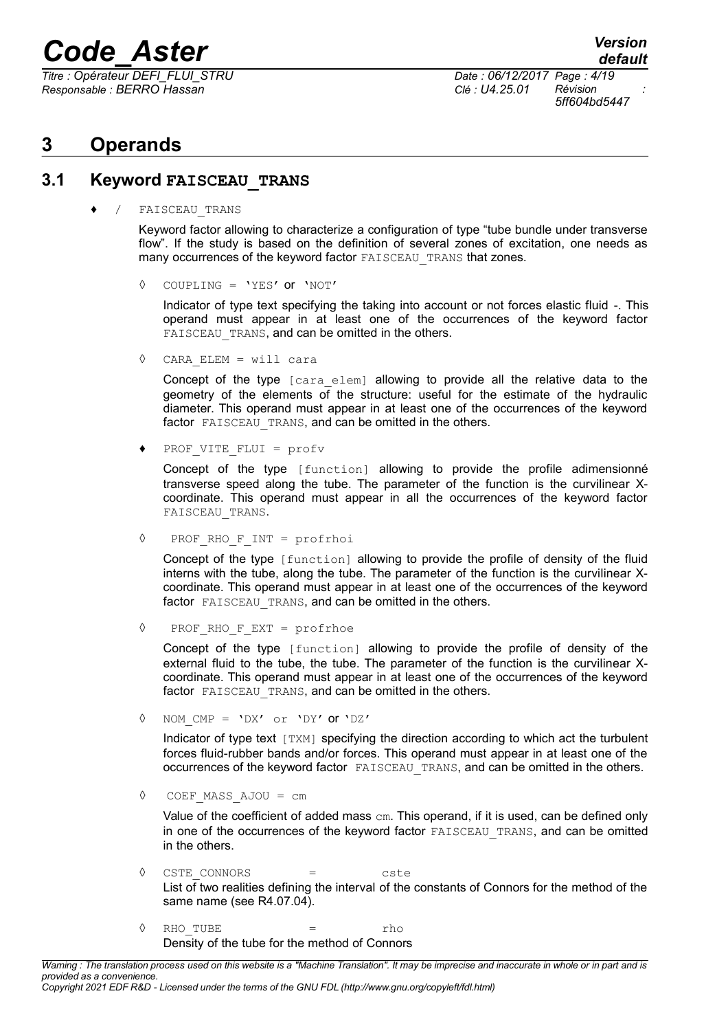# 3 Operands

## 3.1 Keyword FAISCEAU_TRANS

♦ / FAISCEAU_TRANS

Keyword factor allowing to characterize a configuration of type "tube bundle under transverse flow". If the study is based on the definition of several zones of excitation, one needs as many occurrences of the keyword factor FAISCEAU_TRANS that zones.

◊ COUPLING = 'YES' or 'NOT'

Indicator of type text specifying the taking into account or not forces elastic fluid -. This operand must appear in at least one of the occurrences of the keyword factor FAISCEAU_TRANS, and can be omitted in the others.

◊ CARA_ELEM = will cara

Concept of the type [cara_elem] allowing to provide all the relative data to the geometry of the elements of the structure: useful for the estimate of the hydraulic diameter. This operand must appear in at least one of the occurrences of the keyword factor FAISCEAU_TRANS, and can be omitted in the others.

♦ PROF_VITE_FLUI = profv

Concept of the type [function] allowing to provide the profile adimensionné transverse speed along the tube. The parameter of the function is the curvilinear X-coordinate. This operand must appear in all the occurrences of the keyword factor FAISCEAU_TRANS.

◊ PROF_RHO_F_INT = profrhoi

Concept of the type [function] allowing to provide the profile of density of the fluid interns with the tube, along the tube. The parameter of the function is the curvilinear X-coordinate. This operand must appear in at least one of the occurrences of the keyword factor FAISCEAU_TRANS, and can be omitted in the others.

◊ PROF_RHO_F_EXT = profrhoe

Concept of the type [function] allowing to provide the profile of density of the external fluid to the tube, the tube. The parameter of the function is the curvilinear X-coordinate. This operand must appear in at least one of the occurrences of the keyword factor FAISCEAU_TRANS, and can be omitted in the others.

◊ NOM_CMP = 'DX' or 'DY' or 'DZ'

Indicator of type text [TXM] specifying the direction according to which act the turbulent forces fluid-rubber bands and/or forces. This operand must appear in at least one of the occurrences of the keyword factor FAISCEAU_TRANS, and can be omitted in the others.

◊ COEF_MASS_AJOU = cm

Value of the coefficient of added mass cm. This operand, if it is used, can be defined only in one of the occurrences of the keyword factor FAISCEAU_TRANS, and can be omitted in the others.

◊ CSTE_CONNORS = cste

List of two realities defining the interval of the constants of Connors for the method of the same name (see R4.07.04).

◊ RHO_TUBE = rho

Density of the tube for the method of Connors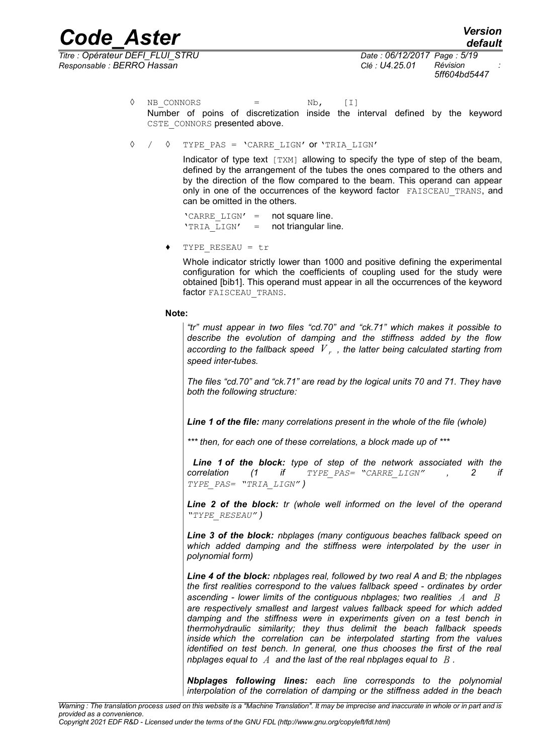◊ NB_CONNORS = Nb, [I]

Number of poins of discretization inside the interval defined by the keyword CSTE_CONNORS presented above.

◊ / ◊ TYPE_PAS = 'CARRE_LIGN' or 'TRIA_LIGN'

Indicator of type text [TXM] allowing to specify the type of step of the beam, defined by the arrangement of the tubes the ones compared to the others and by the direction of the flow compared to the beam. This operand can appear only in one of the occurrences of the keyword factor FAISCEAU_TRANS, and can be omitted in the others.

'CARRE_LIGN' = not square line.
'TRIA_LIGN' = not triangular line.

♦ TYPE_RESEAU = tr

Whole indicator strictly lower than 1000 and positive defining the experimental configuration for which the coefficients of coupling used for the study were obtained [bib1]. This operand must appear in all the occurrences of the keyword factor FAISCEAU_TRANS.

**Note:**

*"tr" must appear in two files "cd.70" and "ck.71" which makes it possible to describe the evolution of damping and the stiffness added by the flow according to the fallback speed $V_r$, the latter being calculated starting from speed inter-tubes.*

*The files "cd.70" and "ck.71" are read by the logical units 70 and 71. They have both the following structure:*

***Line 1 of the file:** many correlations present in the whole of the file (whole)*

**** then, for each one of these correlations, a block made up of ****

***Line 1 of the block:** type of step of the network associated with the correlation (1 if TYPE_PAS= "CARRE_LIGN" , 2 if TYPE_PAS= "TRIA_LIGN")*

***Line 2 of the block:** tr (whole well informed on the level of the operand "TYPE_RESEAU")*

***Line 3 of the block:** nbplages (many contiguous beaches fallback speed on which added damping and the stiffness were interpolated by the user in polynomial form)*

***Line 4 of the block:** nbplages real, followed by two real A and B; the nbplages the first realities correspond to the values fallback speed - ordinates by order ascending - lower limits of the contiguous nbplages; two realities $A$ and $B$ are respectively smallest and largest values fallback speed for which added damping and the stiffness were in experiments given on a test bench in thermohydraulic similarity; they thus delimit the beach fallback speeds inside which the correlation can be interpolated starting from the values identified on test bench. In general, one thus chooses the first of the real nbplages equal to $A$ and the last of the real nbplages equal to $B$.*

***Nbplages following lines:** each line corresponds to the polynomial interpolation of the correlation of damping or the stiffness added in the beach*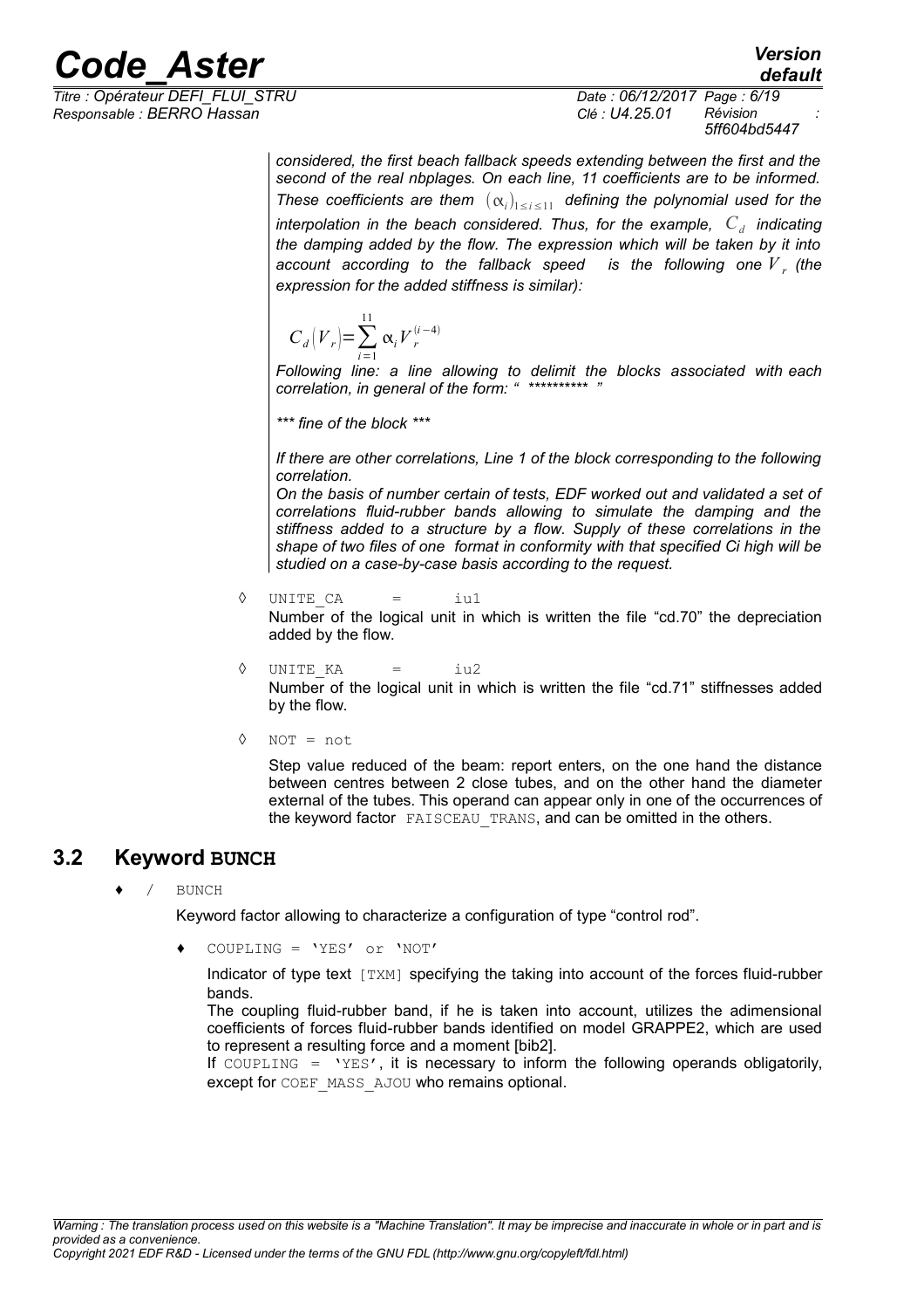*considered, the first beach fallback speeds extending between the first and the second of the real nbplages. On each line, 11 coefficients are to be informed. These coefficients are them* $(\alpha_i)_{1 \le i \le 11}$ *defining the polynomial used for the interpolation in the beach considered. Thus, for the example,* $C_d$ *indicating the damping added by the flow. The expression which will be taken by it into account according to the fallback speed is the following one* $V_r$ *(the expression for the added stiffness is similar):*

$$C_d(V_r) = \sum_{i=1}^{11} \alpha_i V_r^{(i-4)}$$

*Following line: a line allowing to delimit the blocks associated with each correlation, in general of the form: " ********** "*

**** fine of the block ****

*If there are other correlations, Line 1 of the block corresponding to the following correlation.*

*On the basis of number certain of tests, EDF worked out and validated a set of correlations fluid-rubber bands allowing to simulate the damping and the stiffness added to a structure by a flow. Supply of these correlations in the shape of two files of one format in conformity with that specified Ci high will be studied on a case-by-case basis according to the request.*

◊ `UNITE_CA = iu1`

Number of the logical unit in which is written the file "cd.70" the depreciation added by the flow.

◊ `UNITE_KA = iu2`

Number of the logical unit in which is written the file "cd.71" stiffnesses added by the flow.

◊ `NOT = not`

Step value reduced of the beam: report enters, on the one hand the distance between centres between 2 close tubes, and on the other hand the diameter external of the tubes. This operand can appear only in one of the occurrences of the keyword factor `FAISCEAU_TRANS`, and can be omitted in the others.

## 3.2 Keyword BUNCH

♦ / `BUNCH`

Keyword factor allowing to characterize a configuration of type "control rod".

♦ `COUPLING = 'YES' or 'NOT'`

Indicator of type text `[TXM]` specifying the taking into account of the forces fluid-rubber bands.

The coupling fluid-rubber band, if he is taken into account, utilizes the adimensional coefficients of forces fluid-rubber bands identified on model GRAPPE2, which are used to represent a resulting force and a moment [bib2].

If `COUPLING = 'YES'`, it is necessary to inform the following operands obligatorily, except for `COEF_MASS_AJOU` who remains optional.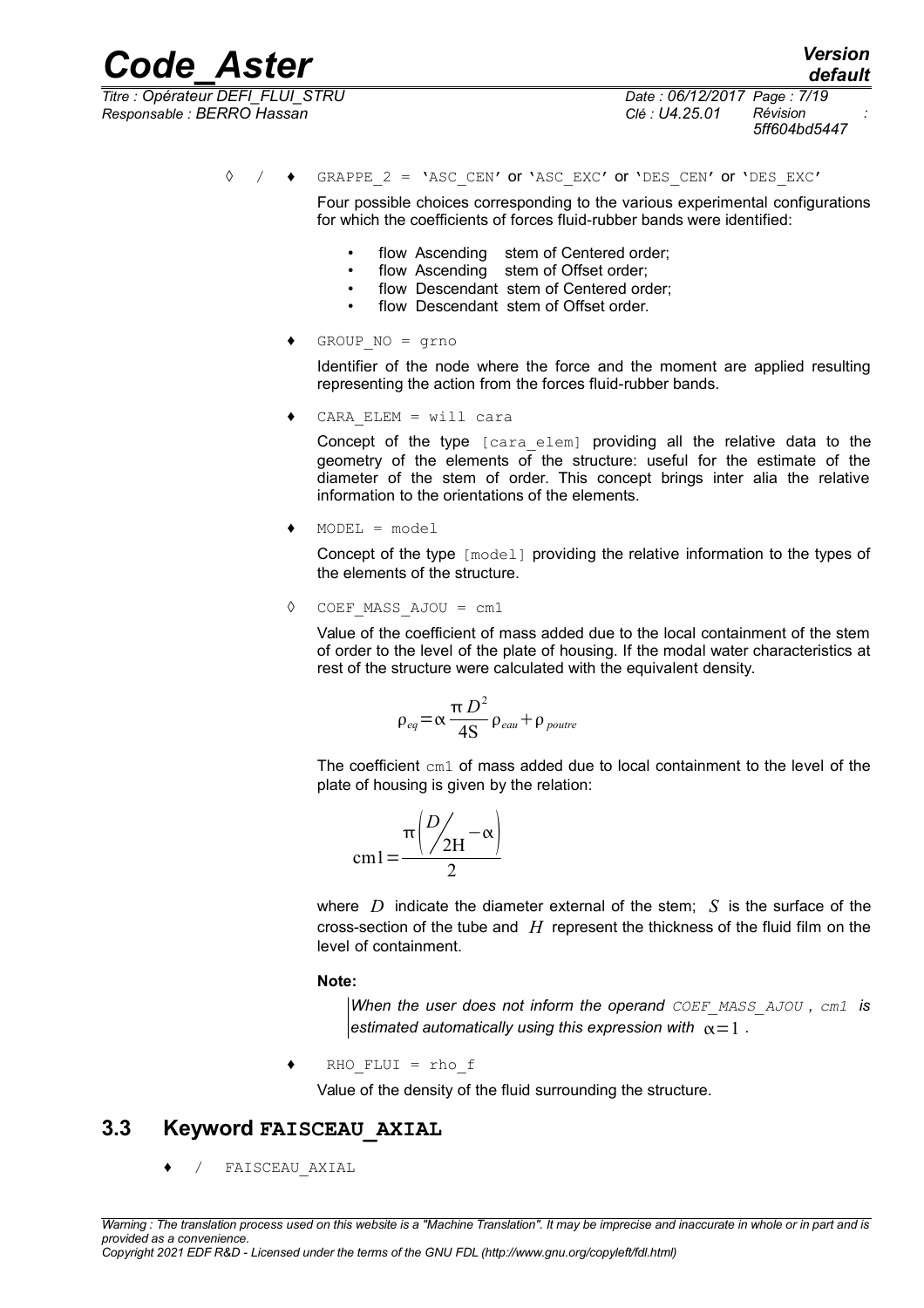◊ / ♦ `GRAPPE_2 = 'ASC_CEN'` or `'ASC_EXC'` or `'DES_CEN'` or `'DES_EXC'`

Four possible choices corresponding to the various experimental configurations for which the coefficients of forces fluid-rubber bands were identified:

- flow Ascending stem of Centered order;
- flow Ascending stem of Offset order;
- flow Descendant stem of Centered order;
- flow Descendant stem of Offset order.

♦ `GROUP_NO = grno`

Identifier of the node where the force and the moment are applied resulting representing the action from the forces fluid-rubber bands.

♦ `CARA_ELEM = will cara`

Concept of the type `[cara_elem]` providing all the relative data to the geometry of the elements of the structure: useful for the estimate of the diameter of the stem of order. This concept brings inter alia the relative information to the orientations of the elements.

♦ `MODEL = model`

Concept of the type `[model]` providing the relative information to the types of the elements of the structure.

◊ `COEF_MASS_AJOU = cm1`

Value of the coefficient of mass added due to the local containment of the stem of order to the level of the plate of housing. If the modal water characteristics at rest of the structure were calculated with the equivalent density.

$$\rho_{eq} = \alpha \frac{\pi D^2}{4S} \rho_{eau} + \rho_{poutre}$$

The coefficient `cm1` of mass added due to local containment to the level of the plate of housing is given by the relation:

$$\mathrm{cm1} = \frac{\pi \left( D/_{2H} - \alpha \right)}{2}$$

where $D$ indicate the diameter external of the stem; $S$ is the surface of the cross-section of the tube and $H$ represent the thickness of the fluid film on the level of containment.

**Note:**

*When the user does not inform the operand `COEF_MASS_AJOU`, `cm1` is estimated automatically using this expression with* $\alpha = 1$.

♦ `RHO_FLUI = rho_f`

Value of the density of the fluid surrounding the structure.

## 3.3 Keyword FAISCEAU_AXIAL

♦ / `FAISCEAU_AXIAL`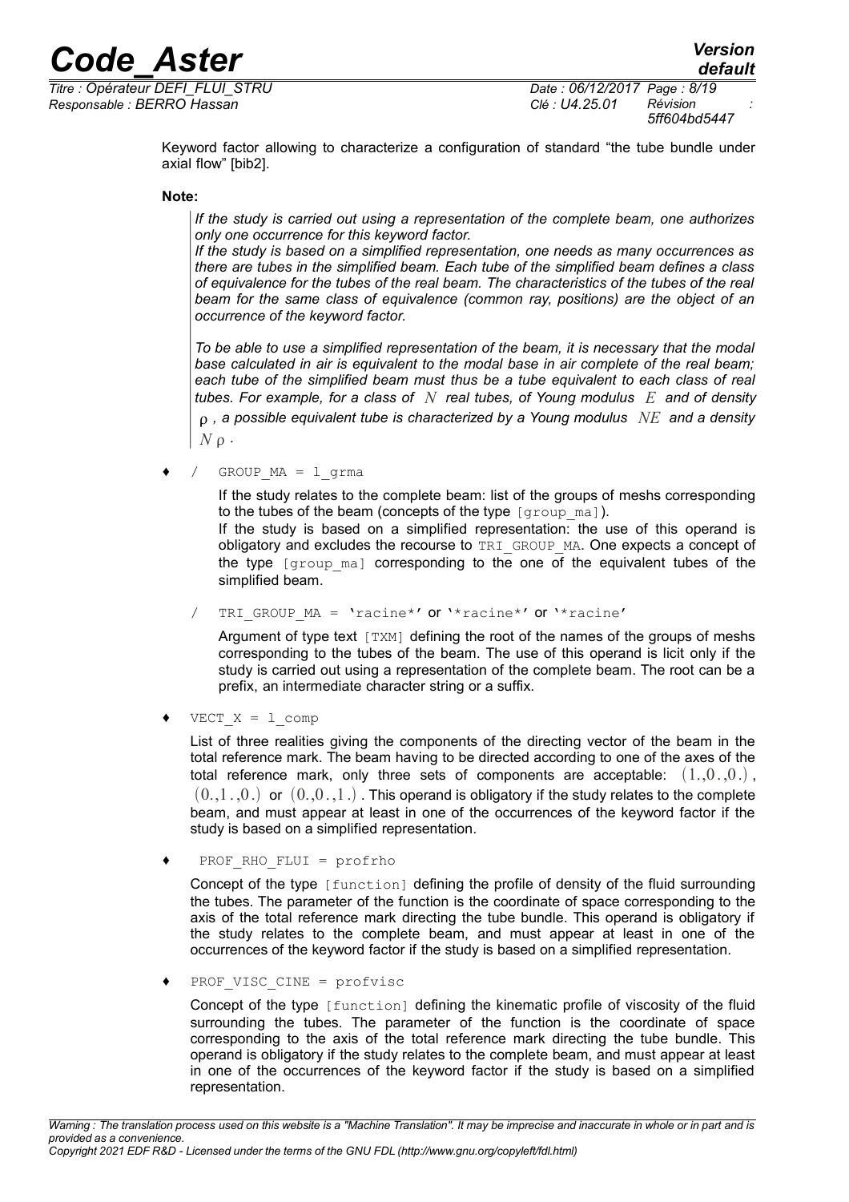Keyword factor allowing to characterize a configuration of standard "the tube bundle under axial flow" [bib2].

**Note:**

*If the study is carried out using a representation of the complete beam, one authorizes only one occurrence for this keyword factor.*
*If the study is based on a simplified representation, one needs as many occurrences as there are tubes in the simplified beam. Each tube of the simplified beam defines a class of equivalence for the tubes of the real beam. The characteristics of the tubes of the real beam for the same class of equivalence (common ray, positions) are the object of an occurrence of the keyword factor.*

*To be able to use a simplified representation of the beam, it is necessary that the modal base calculated in air is equivalent to the modal base in air complete of the real beam; each tube of the simplified beam must thus be a tube equivalent to each class of real tubes. For example, for a class of $N$ real tubes, of Young modulus $E$ and of density $\rho$, a possible equivalent tube is characterized by a Young modulus $NE$ and a density $N\rho$.*

- ♦ / `GROUP_MA = l_grma`

  If the study relates to the complete beam: list of the groups of meshs corresponding to the tubes of the beam (concepts of the type `[group_ma]`).
  If the study is based on a simplified representation: the use of this operand is obligatory and excludes the recourse to `TRI_GROUP_MA`. One expects a concept of the type `[group_ma]` corresponding to the one of the equivalent tubes of the simplified beam.

  / `TRI_GROUP_MA = 'racine*'` or `'*racine*'` or `'*racine'`

  Argument of type text `[TXM]` defining the root of the names of the groups of meshs corresponding to the tubes of the beam. The use of this operand is licit only if the study is carried out using a representation of the complete beam. The root can be a prefix, an intermediate character string or a suffix.

- ♦ `VECT_X = l_comp`

  List of three realities giving the components of the directing vector of the beam in the total reference mark. The beam having to be directed according to one of the axes of the total reference mark, only three sets of components are acceptable: $(1.,0.,0.)$, $(0.,1.,0.)$ or $(0.,0.,1.)$. This operand is obligatory if the study relates to the complete beam, and must appear at least in one of the occurrences of the keyword factor if the study is based on a simplified representation.

- ♦ `PROF_RHO_FLUI = profrho`

  Concept of the type `[function]` defining the profile of density of the fluid surrounding the tubes. The parameter of the function is the coordinate of space corresponding to the axis of the total reference mark directing the tube bundle. This operand is obligatory if the study relates to the complete beam, and must appear at least in one of the occurrences of the keyword factor if the study is based on a simplified representation.

- ♦ `PROF_VISC_CINE = profvisc`

  Concept of the type `[function]` defining the kinematic profile of viscosity of the fluid surrounding the tubes. The parameter of the function is the coordinate of space corresponding to the axis of the total reference mark directing the tube bundle. This operand is obligatory if the study relates to the complete beam, and must appear at least in one of the occurrences of the keyword factor if the study is based on a simplified representation.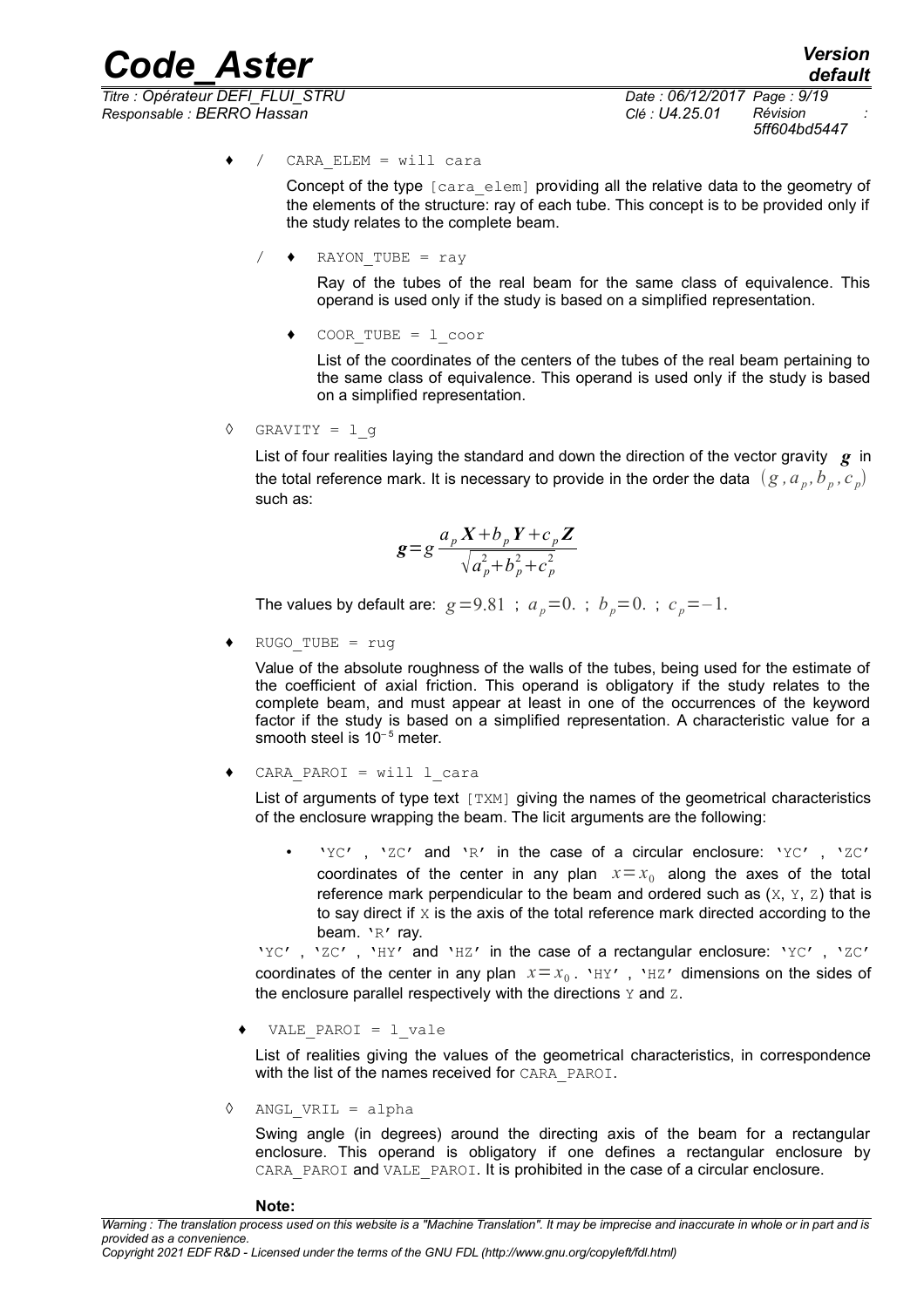♦ / CARA_ELEM = will cara

Concept of the type [cara_elem] providing all the relative data to the geometry of the elements of the structure: ray of each tube. This concept is to be provided only if the study relates to the complete beam.

/ ♦ RAYON_TUBE = ray

Ray of the tubes of the real beam for the same class of equivalence. This operand is used only if the study is based on a simplified representation.

♦ COOR_TUBE = l_coor

List of the coordinates of the centers of the tubes of the real beam pertaining to the same class of equivalence. This operand is used only if the study is based on a simplified representation.

◊ GRAVITY = l_g

List of four realities laying the standard and down the direction of the vector gravity $\boldsymbol{g}$ in the total reference mark. It is necessary to provide in the order the data $(g, a_p, b_p, c_p)$ such as:

$$\boldsymbol{g} = g \frac{a_p \boldsymbol{X} + b_p \boldsymbol{Y} + c_p \boldsymbol{Z}}{\sqrt{a_p^2 + b_p^2 + c_p^2}}$$

The values by default are: $g = 9.81$ ; $a_p = 0.$ ; $b_p = 0.$ ; $c_p = -1.$

♦ RUGO_TUBE = rug

Value of the absolute roughness of the walls of the tubes, being used for the estimate of the coefficient of axial friction. This operand is obligatory if the study relates to the complete beam, and must appear at least in one of the occurrences of the keyword factor if the study is based on a simplified representation. A characteristic value for a smooth steel is $10^{-5}$ meter.

♦ CARA_PAROI = will l_cara

List of arguments of type text [TXM] giving the names of the geometrical characteristics of the enclosure wrapping the beam. The licit arguments are the following:

- 'YC' , 'ZC' and 'R' in the case of a circular enclosure: 'YC' , 'ZC' coordinates of the center in any plan $x = x_0$ along the axes of the total reference mark perpendicular to the beam and ordered such as (X, Y, Z) that is to say direct if X is the axis of the total reference mark directed according to the beam. 'R' ray.

'YC' , 'ZC' , 'HY' and 'HZ' in the case of a rectangular enclosure: 'YC' , 'ZC' coordinates of the center in any plan $x = x_0$. 'HY' , 'HZ' dimensions on the sides of the enclosure parallel respectively with the directions Y and Z.

♦ VALE_PAROI = l_vale

List of realities giving the values of the geometrical characteristics, in correspondence with the list of the names received for CARA_PAROI.

◊ ANGL_VRIL = alpha

Swing angle (in degrees) around the directing axis of the beam for a rectangular enclosure. This operand is obligatory if one defines a rectangular enclosure by CARA_PAROI and VALE_PAROI. It is prohibited in the case of a circular enclosure.

**Note:**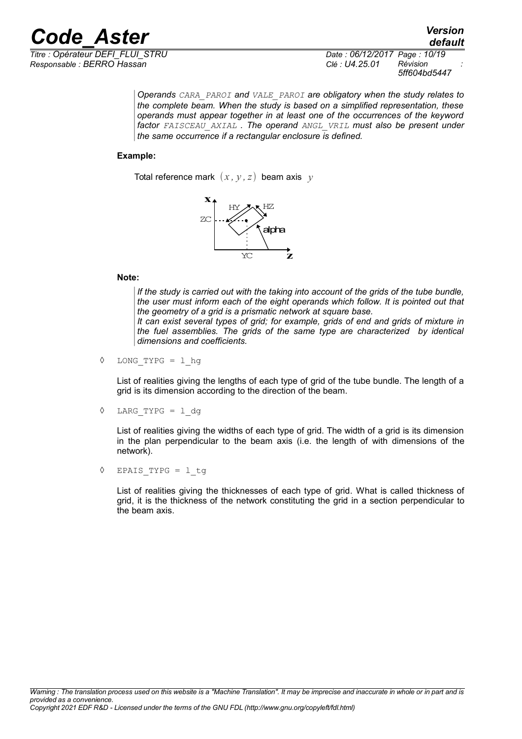*Operands CARA_PAROI and VALE_PAROI are obligatory when the study relates to the complete beam. When the study is based on a simplified representation, these operands must appear together in at least one of the occurrences of the keyword factor FAISCEAU_AXIAL . The operand ANGL_VRIL must also be present under the same occurrence if a rectangular enclosure is defined.*

**Example:**

Total reference mark $(x, y, z)$ beam axis $y$

**Note:**

*If the study is carried out with the taking into account of the grids of the tube bundle, the user must inform each of the eight operands which follow. It is pointed out that the geometry of a grid is a prismatic network at square base.*
*It can exist several types of grid; for example, grids of end and grids of mixture in the fuel assemblies. The grids of the same type are characterized by identical dimensions and coefficients.*

◊ `LONG_TYPG = l_hg`

List of realities giving the lengths of each type of grid of the tube bundle. The length of a grid is its dimension according to the direction of the beam.

◊ `LARG_TYPG = l_dg`

List of realities giving the widths of each type of grid. The width of a grid is its dimension in the plan perpendicular to the beam axis (i.e. the length of with dimensions of the network).

◊ `EPAIS_TYPG = l_tg`

List of realities giving the thicknesses of each type of grid. What is called thickness of grid, it is the thickness of the network constituting the grid in a section perpendicular to the beam axis.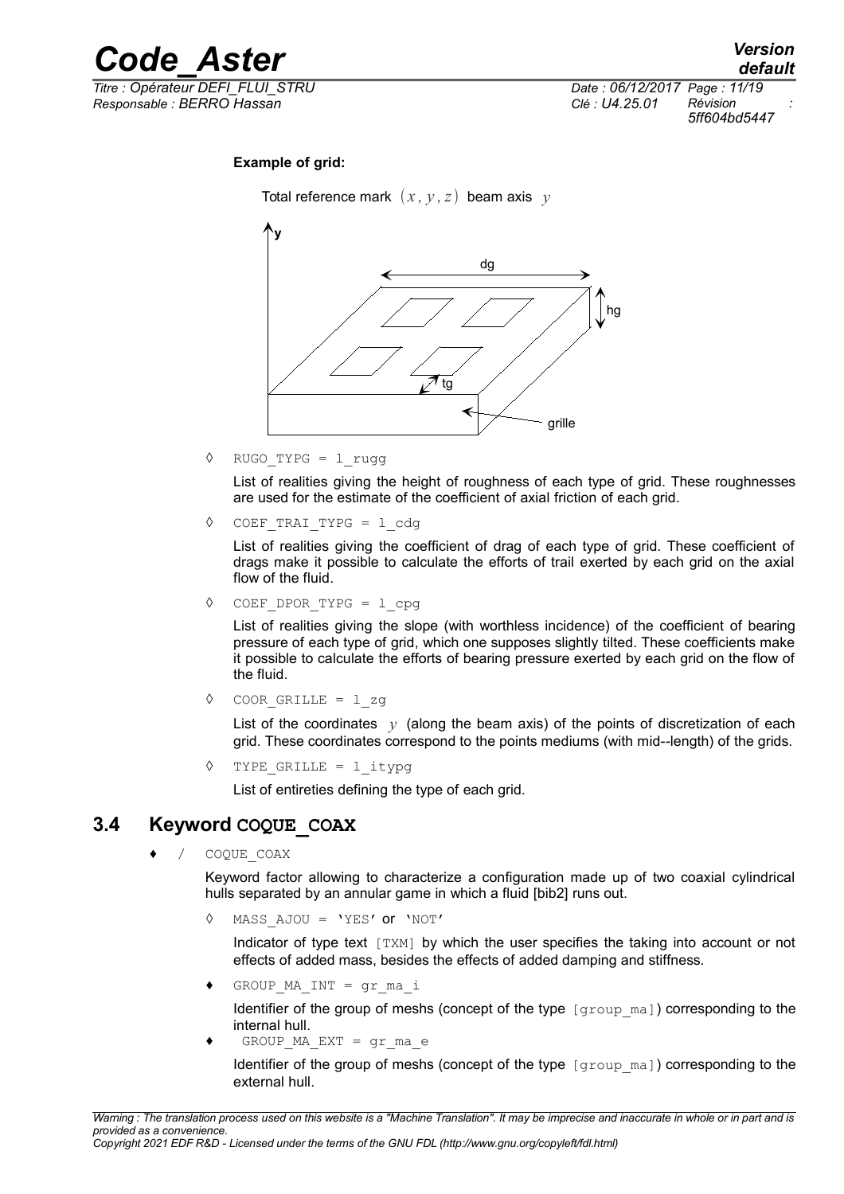**Example of grid:**

Total reference mark $(x, y, z)$ beam axis $y$

◊ `RUGO_TYPG = l_rugg`

List of realities giving the height of roughness of each type of grid. These roughnesses are used for the estimate of the coefficient of axial friction of each grid.

◊ `COEF_TRAI_TYPG = l_cdg`

List of realities giving the coefficient of drag of each type of grid. These coefficient of drags make it possible to calculate the efforts of trail exerted by each grid on the axial flow of the fluid.

◊ `COEF_DPOR_TYPG = l_cpg`

List of realities giving the slope (with worthless incidence) of the coefficient of bearing pressure of each type of grid, which one supposes slightly tilted. These coefficients make it possible to calculate the efforts of bearing pressure exerted by each grid on the flow of the fluid.

◊ `COOR_GRILLE = l_zg`

List of the coordinates $y$ (along the beam axis) of the points of discretization of each grid. These coordinates correspond to the points mediums (with mid--length) of the grids.

◊ `TYPE_GRILLE = l_itypg`

List of entireties defining the type of each grid.

## 3.4 Keyword COQUE_COAX

♦ / `COQUE_COAX`

Keyword factor allowing to characterize a configuration made up of two coaxial cylindrical hulls separated by an annular game in which a fluid [bib2] runs out.

◊ `MASS_AJOU = 'YES'` or `'NOT'`

Indicator of type text `[TXM]` by which the user specifies the taking into account or not effects of added mass, besides the effects of added damping and stiffness.

♦ `GROUP_MA_INT = gr_ma_i`

Identifier of the group of meshs (concept of the type `[group_ma]`) corresponding to the internal hull.

♦ `GROUP_MA_EXT = gr_ma_e`

Identifier of the group of meshs (concept of the type `[group_ma]`) corresponding to the external hull.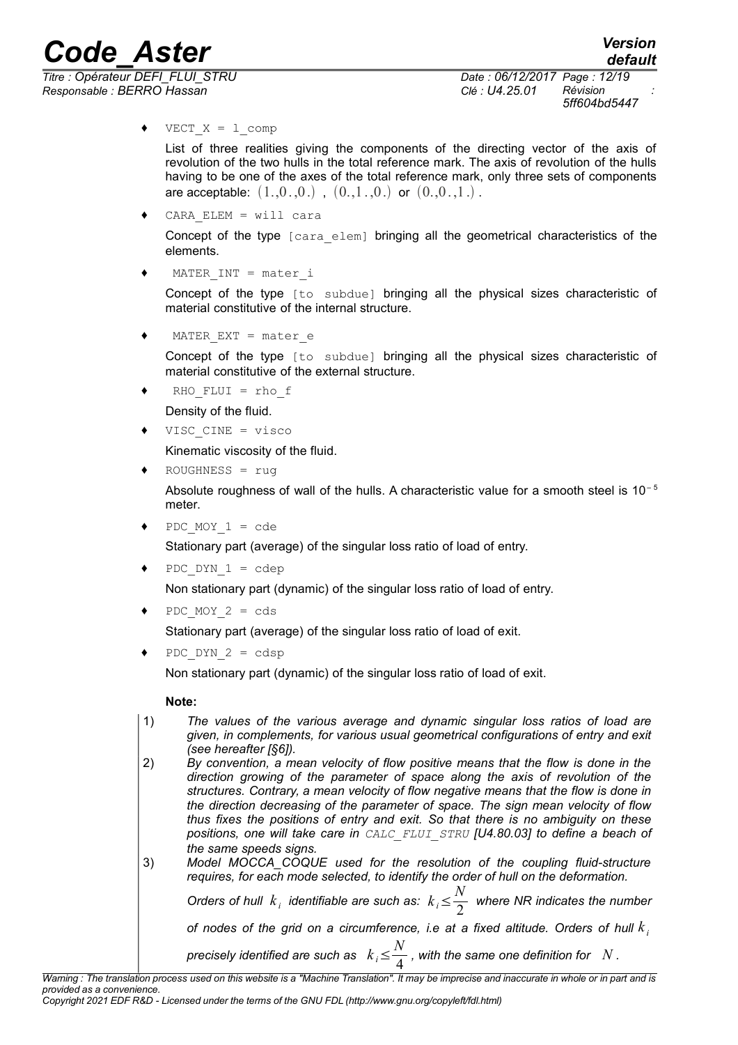♦ `VECT_X = l_comp`

List of three realities giving the components of the directing vector of the axis of revolution of the two hulls in the total reference mark. The axis of revolution of the hulls having to be one of the axes of the total reference mark, only three sets of components are acceptable: $(1.,0.,0.)$, $(0.,1.,0.)$ or $(0.,0.,1.)$.

♦ `CARA_ELEM = will cara`

Concept of the type `[cara_elem]` bringing all the geometrical characteristics of the elements.

♦ `MATER_INT = mater_i`

Concept of the type `[to subdue]` bringing all the physical sizes characteristic of material constitutive of the internal structure.

♦ `MATER_EXT = mater_e`

Concept of the type `[to subdue]` bringing all the physical sizes characteristic of material constitutive of the external structure.

♦ `RHO_FLUI = rho_f`

Density of the fluid.

♦ `VISC_CINE = visco`

Kinematic viscosity of the fluid.

♦ `ROUGHNESS = rug`

Absolute roughness of wall of the hulls. A characteristic value for a smooth steel is $10^{-5}$ meter.

♦ `PDC_MOY_1 = cde`

Stationary part (average) of the singular loss ratio of load of entry.

♦ `PDC_DYN_1 = cdep`

Non stationary part (dynamic) of the singular loss ratio of load of entry.

♦ `PDC_MOY_2 = cds`

Stationary part (average) of the singular loss ratio of load of exit.

♦ `PDC_DYN_2 = cdsp`

Non stationary part (dynamic) of the singular loss ratio of load of exit.

**Note:**

1) *The values of the various average and dynamic singular loss ratios of load are given, in complements, for various usual geometrical configurations of entry and exit (see hereafter [§6]).*
2) *By convention, a mean velocity of flow positive means that the flow is done in the direction growing of the parameter of space along the axis of revolution of the structures. Contrary, a mean velocity of flow negative means that the flow is done in the direction decreasing of the parameter of space. The sign mean velocity of flow thus fixes the positions of entry and exit. So that there is no ambiguity on these positions, one will take care in `CALC_FLUI_STRU` [U4.80.03] to define a beach of the same speeds signs.*
3) *Model MOCCA_COQUE used for the resolution of the coupling fluid-structure requires, for each mode selected, to identify the order of hull on the deformation. Orders of hull $k_i$ identifiable are such as: $k_i \le \frac{N}{2}$ where NR indicates the number of nodes of the grid on a circumference, i.e at a fixed altitude. Orders of hull $k_i$ precisely identified are such as $k_i \le \frac{N}{4}$, with the same one definition for $N$.*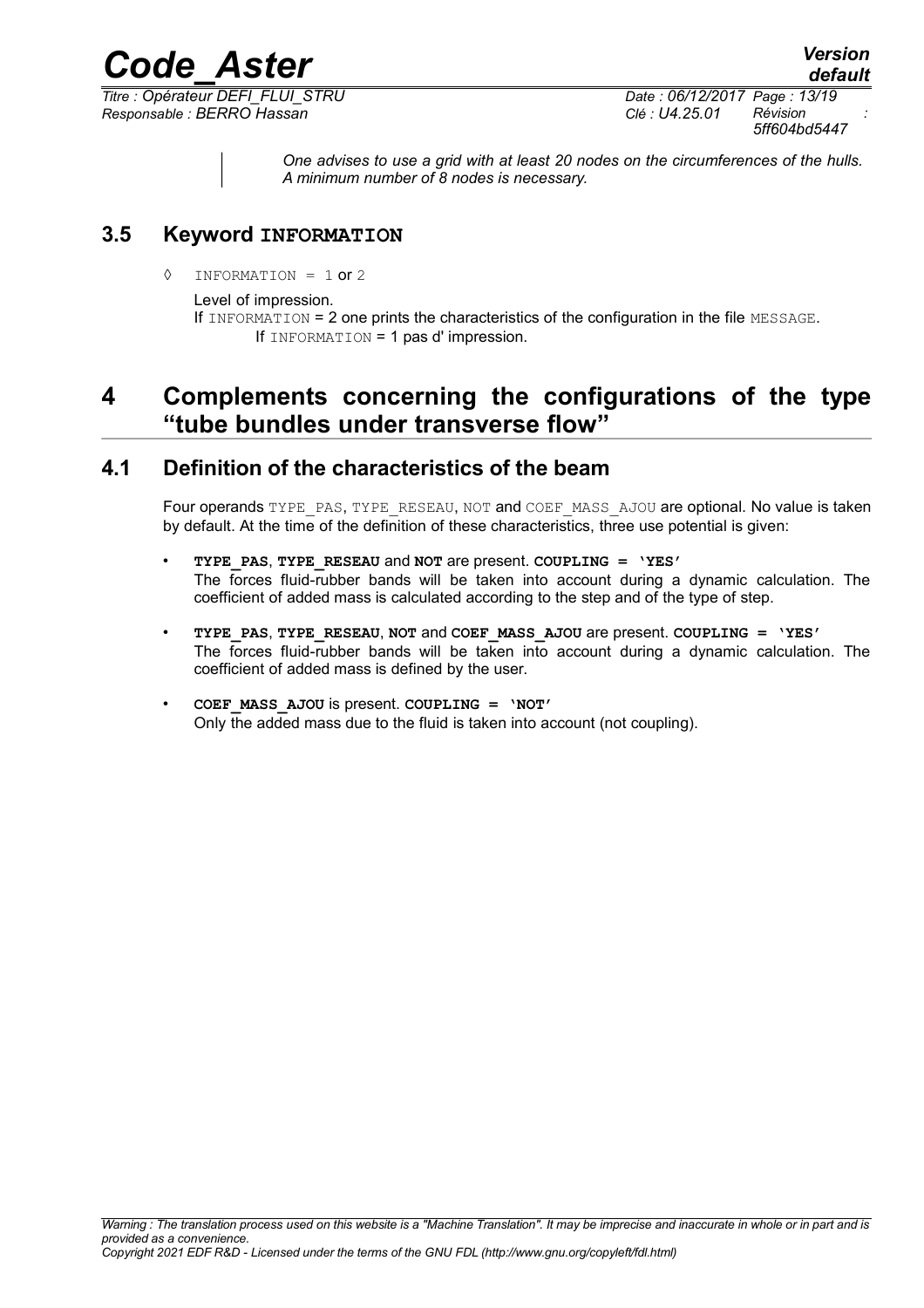*One advises to use a grid with at least 20 nodes on the circumferences of the hulls. A minimum number of 8 nodes is necessary.*

## 3.5 Keyword INFORMATION

◊ INFORMATION = 1 or 2

Level of impression.
If INFORMATION = 2 one prints the characteristics of the configuration in the file MESSAGE.
If INFORMATION = 1 pas d' impression.

# 4 Complements concerning the configurations of the type "tube bundles under transverse flow"

## 4.1 Definition of the characteristics of the beam

Four operands TYPE_PAS, TYPE_RESEAU, NOT and COEF_MASS_AJOU are optional. No value is taken by default. At the time of the definition of these characteristics, three use potential is given:

- **TYPE_PAS**, **TYPE_RESEAU** and **NOT** are present. **COUPLING = 'YES'**
  The forces fluid-rubber bands will be taken into account during a dynamic calculation. The coefficient of added mass is calculated according to the step and of the type of step.
- **TYPE_PAS**, **TYPE_RESEAU**, **NOT** and **COEF_MASS_AJOU** are present. **COUPLING = 'YES'**
  The forces fluid-rubber bands will be taken into account during a dynamic calculation. The coefficient of added mass is defined by the user.
- **COEF_MASS_AJOU** is present. **COUPLING = 'NOT'**
  Only the added mass due to the fluid is taken into account (not coupling).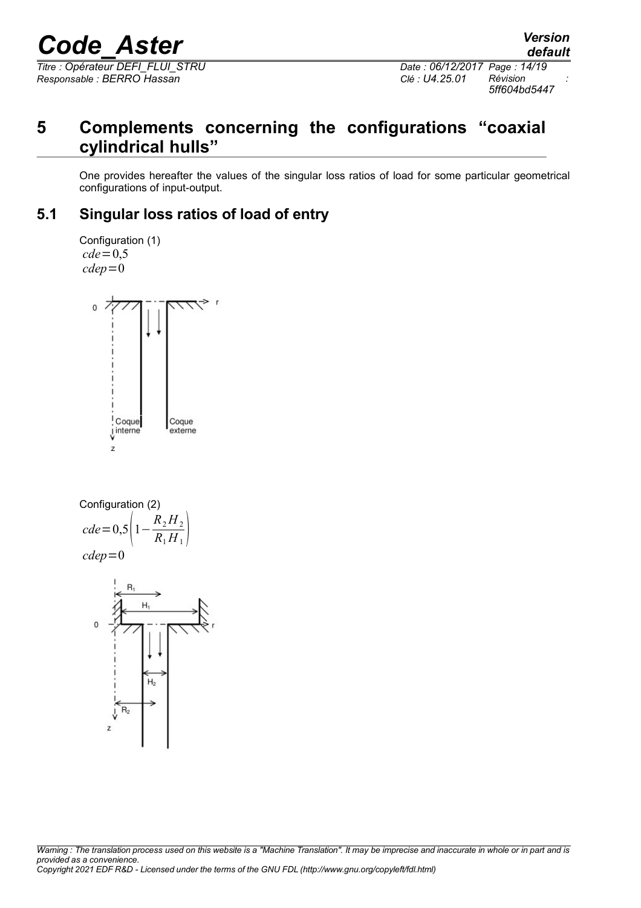# 5 Complements concerning the configurations "coaxial cylindrical hulls"

One provides hereafter the values of the singular loss ratios of load for some particular geometrical configurations of input-output.

## 5.1 Singular loss ratios of load of entry

Configuration (1)

$cde = 0{,}5$

$cdep = 0$

Configuration (2)

$cde = 0{,}5\left(1 - \dfrac{R_2 H_2}{R_1 H_1}\right)$

$cdep = 0$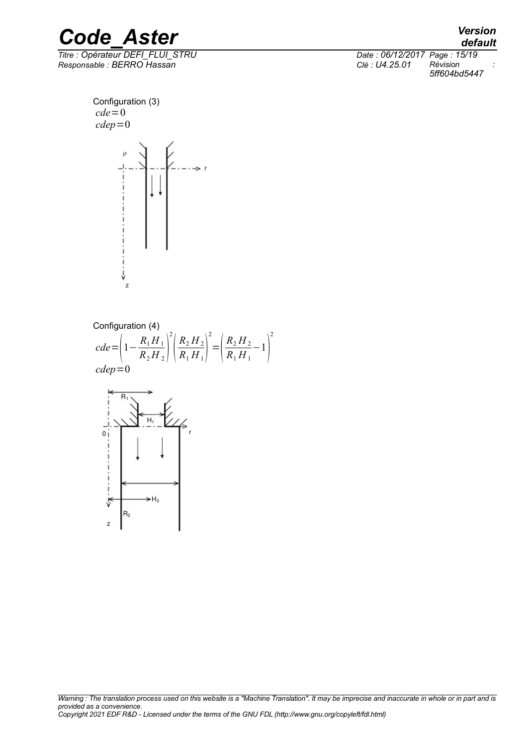Configuration (3)

$cde = 0$

$cdep = 0$

Configuration (4)

$$cde = \left(1 - \frac{R_1 H_1}{R_2 H_2}\right)^2 \left(\frac{R_2 H_2}{R_1 H_1}\right)^2 = \left(\frac{R_2 H_2}{R_1 H_1} - 1\right)^2$$

$cdep = 0$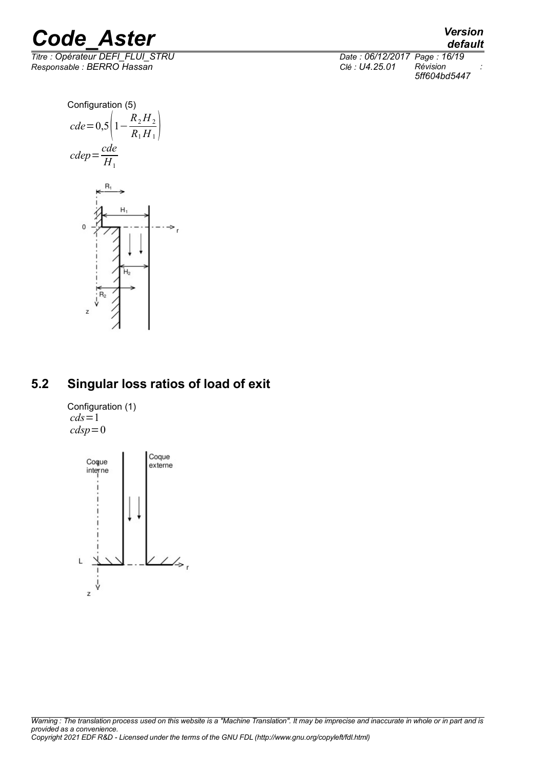Configuration (5)

$$cde = 0,5\left(1 - \frac{R_2 H_2}{R_1 H_1}\right)$$

$$cdep = \frac{cde}{H_1}$$

## 5.2 Singular loss ratios of load of exit

Configuration (1)

$$cds = 1$$

$$cdsp = 0$$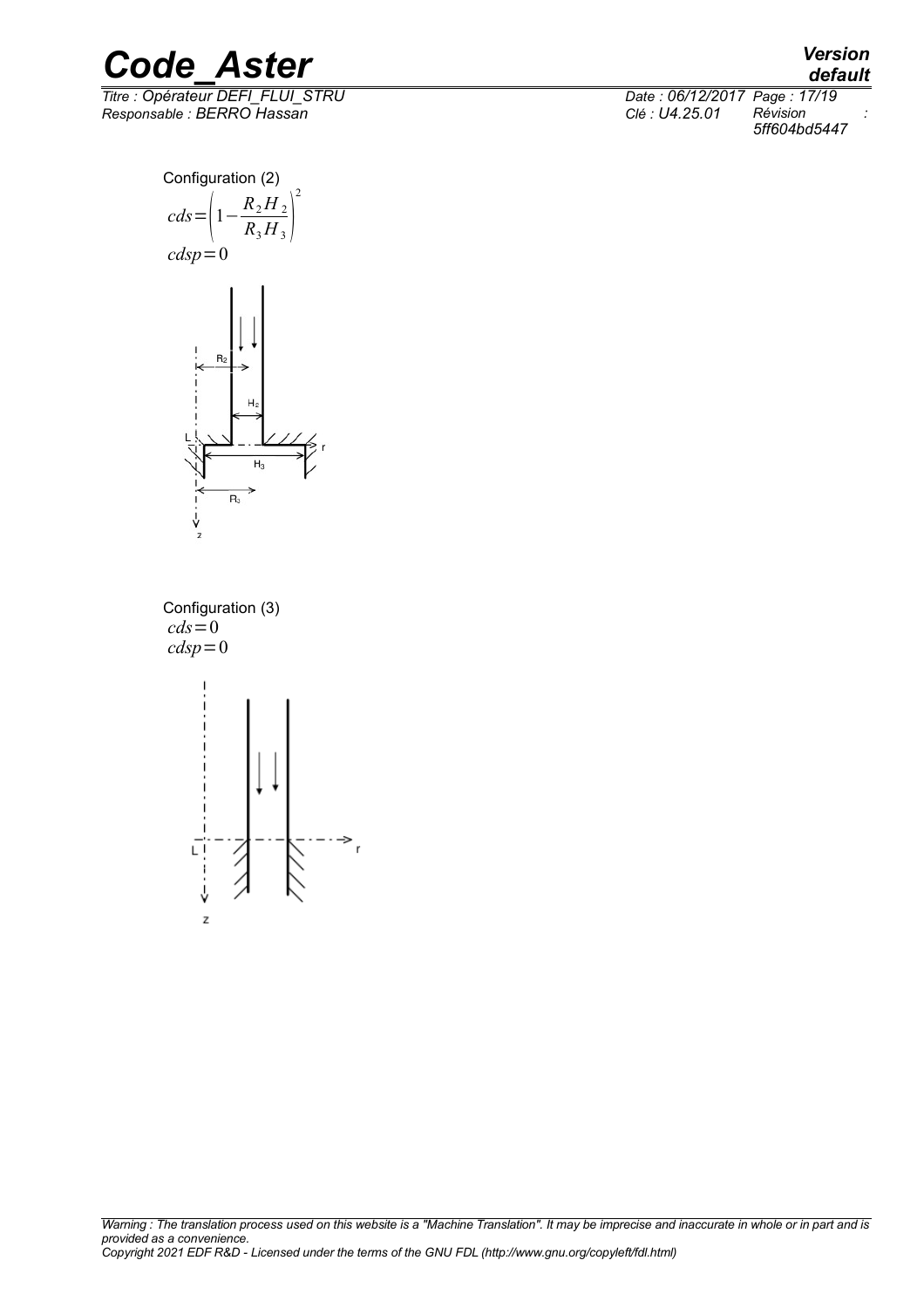Configuration (2)

$$cds = \left(1 - \frac{R_2 H_2}{R_3 H_3}\right)^2$$

$$cdsp = 0$$

Configuration (3)

$$cds = 0$$

$$cdsp = 0$$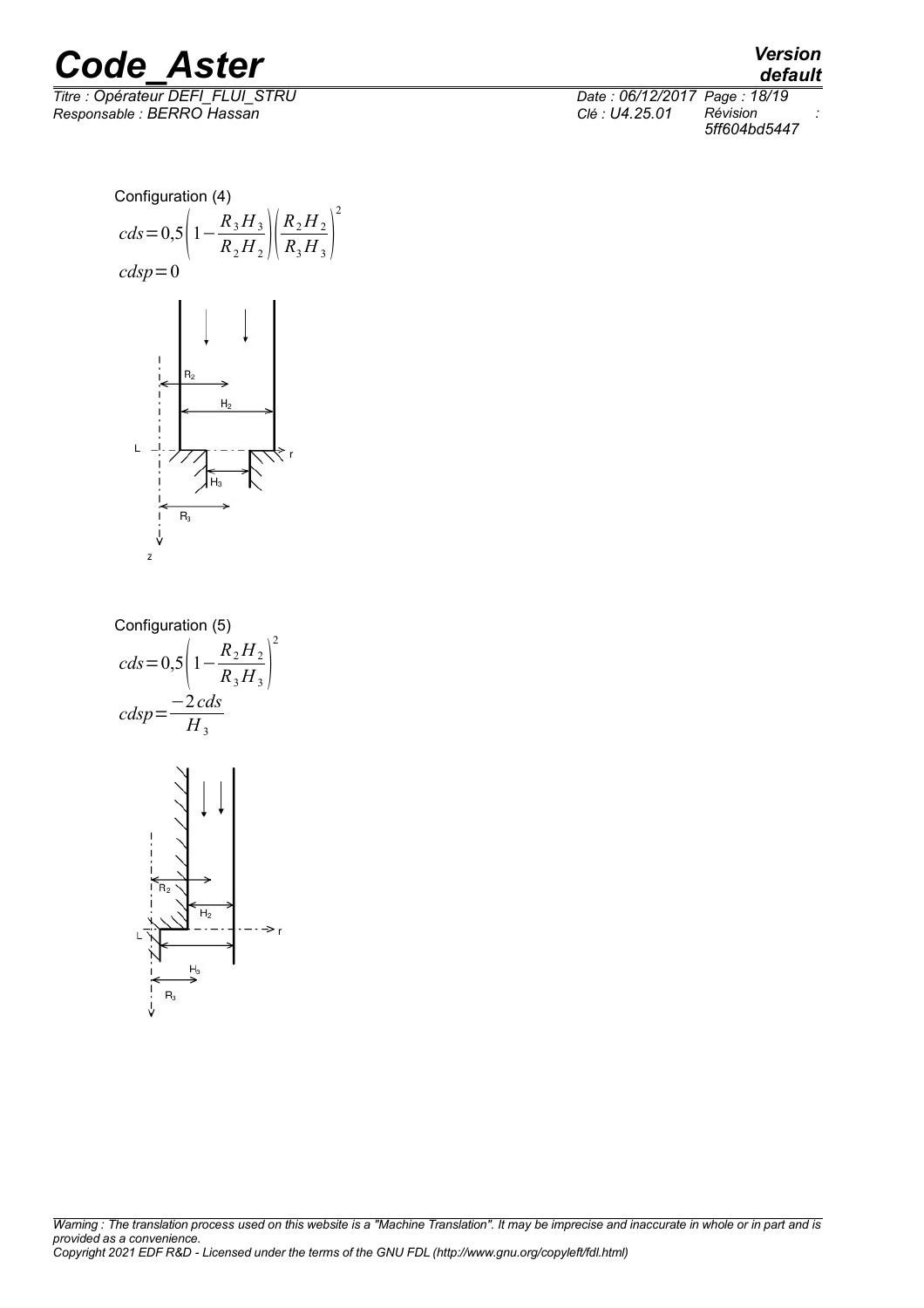Configuration (4)

$$cds=0,5\left(1-\frac{R_3 H_3}{R_2 H_2}\right)\left(\frac{R_2 H_2}{R_3 H_3}\right)^2$$

$$cdsp=0$$

Configuration (5)

$$cds=0,5\left(1-\frac{R_2 H_2}{R_3 H_3}\right)^2$$

$$cdsp=\frac{-2\,cds}{H_3}$$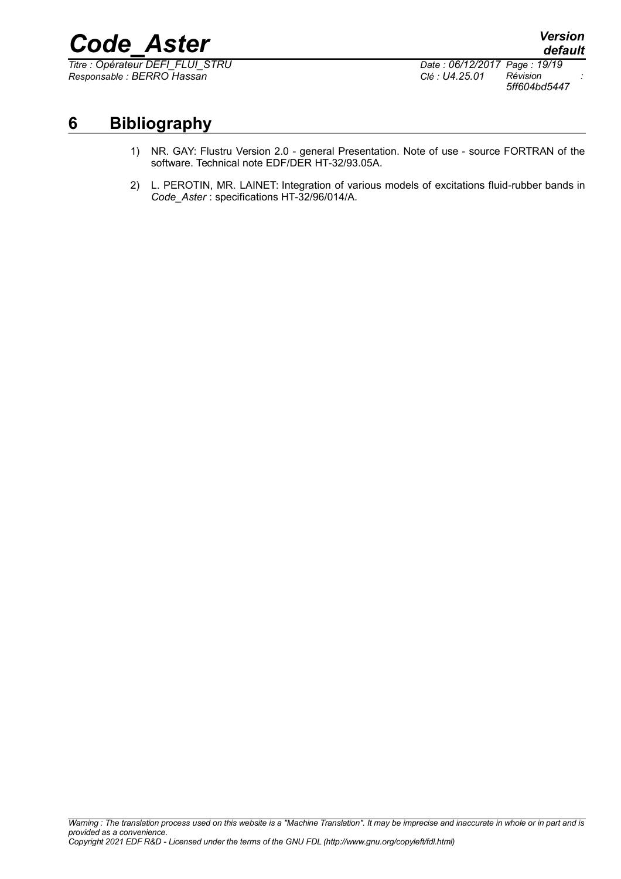# 6 Bibliography

1) NR. GAY: Flustru Version 2.0 - general Presentation. Note of use - source FORTRAN of the software. Technical note EDF/DER HT-32/93.05A.

2) L. PEROTIN, MR. LAINET: Integration of various models of excitations fluid-rubber bands in *Code_Aster* : specifications HT-32/96/014/A.